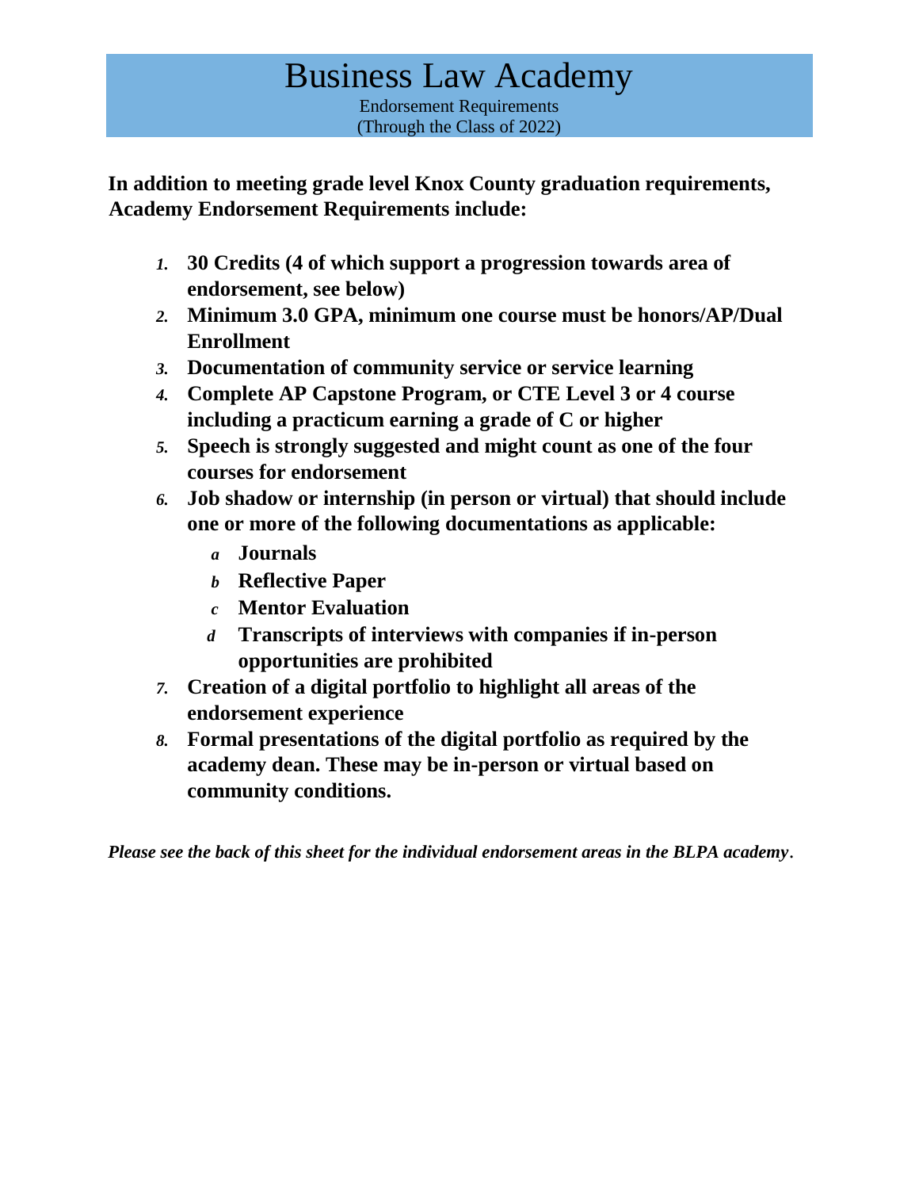# Business Law Academy

Endorsement Requirements
(Through the Class of 2022)

**In addition to meeting grade level Knox County graduation requirements, Academy Endorsement Requirements include:**

1. **30 Credits (4 of which support a progression towards area of endorsement, see below)**
2. **Minimum 3.0 GPA, minimum one course must be honors/AP/Dual Enrollment**
3. **Documentation of community service or service learning**
4. **Complete AP Capstone Program, or CTE Level 3 or 4 course including a practicum earning a grade of C or higher**
5. **Speech is strongly suggested and might count as one of the four courses for endorsement**
6. **Job shadow or internship (in person or virtual) that should include one or more of the following documentations as applicable:**
   - a. **Journals**
   - b. **Reflective Paper**
   - c. **Mentor Evaluation**
   - d. **Transcripts of interviews with companies if in-person opportunities are prohibited**
7. **Creation of a digital portfolio to highlight all areas of the endorsement experience**
8. **Formal presentations of the digital portfolio as required by the academy dean. These may be in-person or virtual based on community conditions.**

***Please see the back of this sheet for the individual endorsement areas in the BLPA academy.***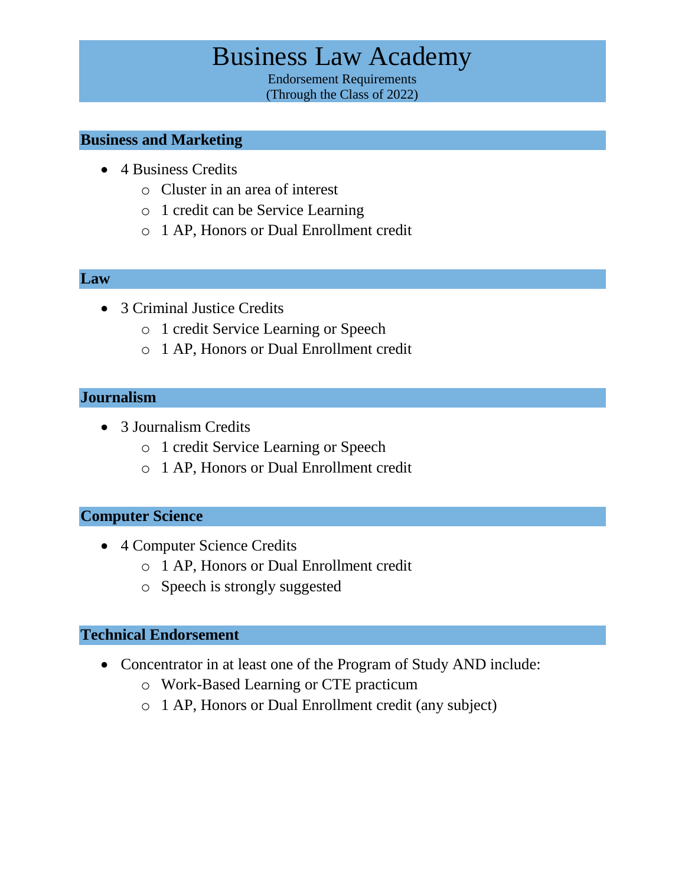# Business Law Academy

Endorsement Requirements
(Through the Class of 2022)

## Business and Marketing

- 4 Business Credits
  - Cluster in an area of interest
  - 1 credit can be Service Learning
  - 1 AP, Honors or Dual Enrollment credit

## Law

- 3 Criminal Justice Credits
  - 1 credit Service Learning or Speech
  - 1 AP, Honors or Dual Enrollment credit

## Journalism

- 3 Journalism Credits
  - 1 credit Service Learning or Speech
  - 1 AP, Honors or Dual Enrollment credit

## Computer Science

- 4 Computer Science Credits
  - 1 AP, Honors or Dual Enrollment credit
  - Speech is strongly suggested

## Technical Endorsement

- Concentrator in at least one of the Program of Study AND include:
  - Work-Based Learning or CTE practicum
  - 1 AP, Honors or Dual Enrollment credit (any subject)